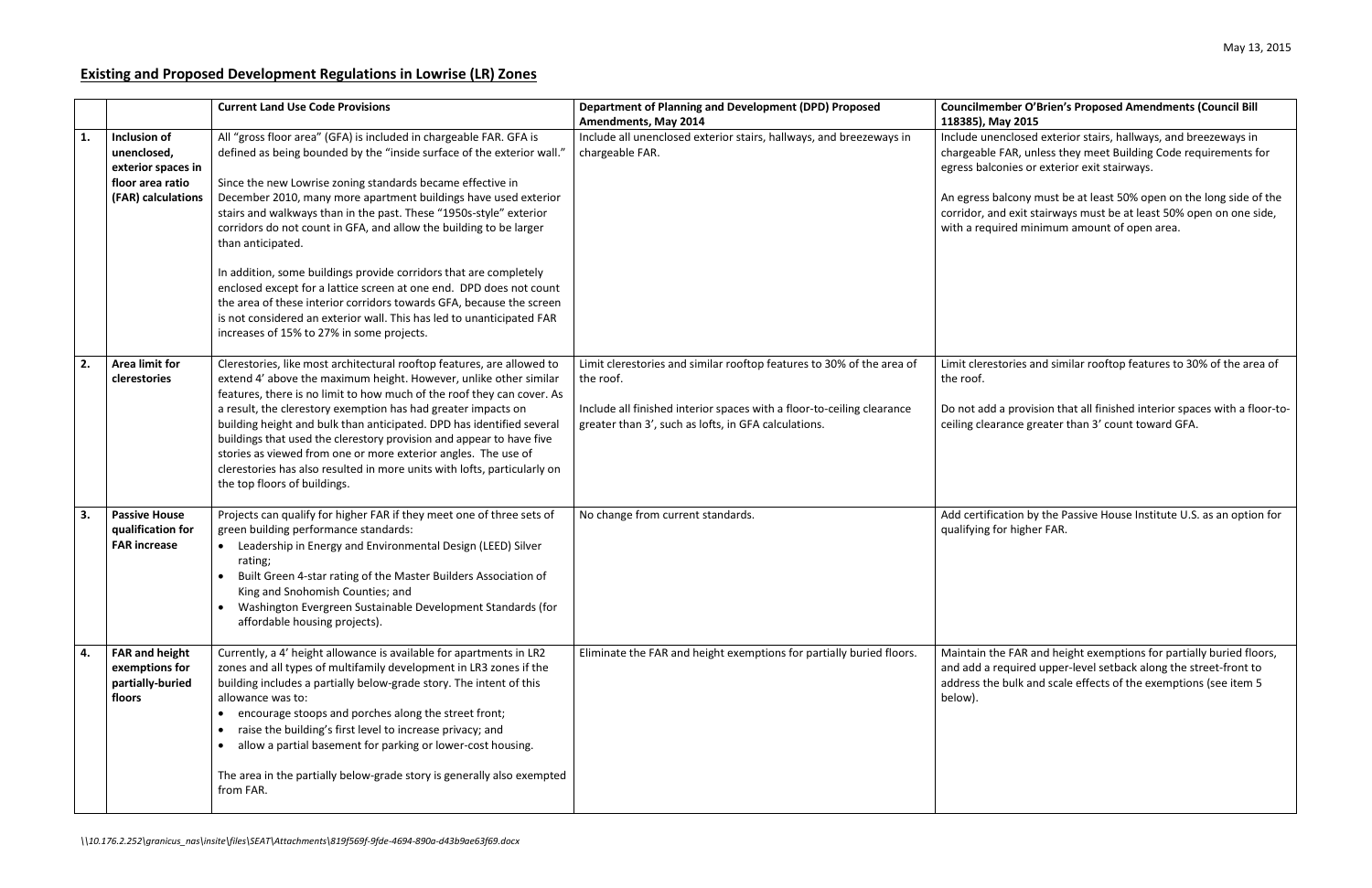May 13, 2015

## Existing and Proposed Development Regulations in Lowrise (LR) Zones

| | | Current Land Use Code Provisions | Department of Planning and Development (DPD) Proposed Amendments, May 2014 | Councilmember O'Brien's Proposed Amendments (Council Bill 118385), May 2015 |
|---|---|---|---|---|
| **1.** | **Inclusion of unenclosed, exterior spaces in floor area ratio (FAR) calculations** | All "gross floor area" (GFA) is included in chargeable FAR. GFA is defined as being bounded by the "inside surface of the exterior wall."<br><br>Since the new Lowrise zoning standards became effective in December 2010, many more apartment buildings have used exterior stairs and walkways than in the past. These "1950s-style" exterior corridors do not count in GFA, and allow the building to be larger than anticipated.<br><br>In addition, some buildings provide corridors that are completely enclosed except for a lattice screen at one end. DPD does not count the area of these interior corridors towards GFA, because the screen is not considered an exterior wall. This has led to unanticipated FAR increases of 15% to 27% in some projects. | Include all unenclosed exterior stairs, hallways, and breezeways in chargeable FAR. | Include unenclosed exterior stairs, hallways, and breezeways in chargeable FAR, unless they meet Building Code requirements for egress balconies or exterior exit stairways.<br><br>An egress balcony must be at least 50% open on the long side of the corridor, and exit stairways must be at least 50% open on one side, with a required minimum amount of open area. |
| **2.** | **Area limit for clerestories** | Clerestories, like most architectural rooftop features, are allowed to extend 4' above the maximum height. However, unlike other similar features, there is no limit to how much of the roof they can cover. As a result, the clerestory exemption has had greater impacts on building height and bulk than anticipated. DPD has identified several buildings that used the clerestory provision and appear to have five stories as viewed from one or more exterior angles. The use of clerestories has also resulted in more units with lofts, particularly on the top floors of buildings. | Limit clerestories and similar rooftop features to 30% of the area of the roof.<br><br>Include all finished interior spaces with a floor-to-ceiling clearance greater than 3', such as lofts, in GFA calculations. | Limit clerestories and similar rooftop features to 30% of the area of the roof.<br><br>Do not add a provision that all finished interior spaces with a floor-to-ceiling clearance greater than 3' count toward GFA. |
| **3.** | **Passive House qualification for FAR increase** | Projects can qualify for higher FAR if they meet one of three sets of green building performance standards:<br>• Leadership in Energy and Environmental Design (LEED) Silver rating;<br>• Built Green 4-star rating of the Master Builders Association of King and Snohomish Counties; and<br>• Washington Evergreen Sustainable Development Standards (for affordable housing projects). | No change from current standards. | Add certification by the Passive House Institute U.S. as an option for qualifying for higher FAR. |
| **4.** | **FAR and height exemptions for partially-buried floors** | Currently, a 4' height allowance is available for apartments in LR2 zones and all types of multifamily development in LR3 zones if the building includes a partially below-grade story. The intent of this allowance was to:<br>• encourage stoops and porches along the street front;<br>• raise the building's first level to increase privacy; and<br>• allow a partial basement for parking or lower-cost housing.<br><br>The area in the partially below-grade story is generally also exempted from FAR. | Eliminate the FAR and height exemptions for partially buried floors. | Maintain the FAR and height exemptions for partially buried floors, and add a required upper-level setback along the street-front to address the bulk and scale effects of the exemptions (see item 5 below). |

*\\10.176.2.252\granicus_nas\insite\files\SEAT\Attachments\819f569f-9fde-4694-890a-d43b9ae63f69.docx*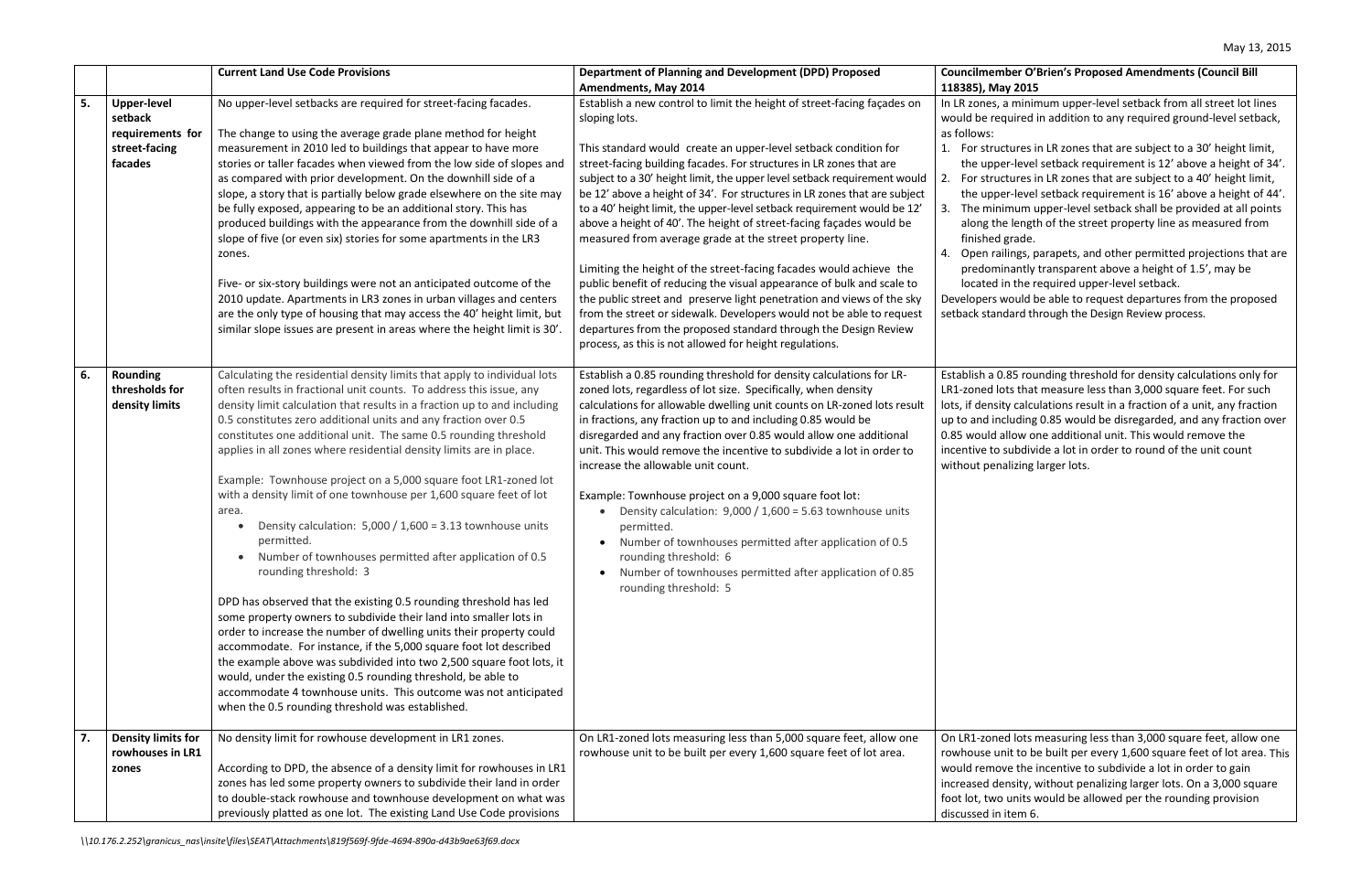| | | Current Land Use Code Provisions | Department of Planning and Development (DPD) Proposed Amendments, May 2014 | Councilmember O'Brien's Proposed Amendments (Council Bill 118385), May 2015 |
|---|---|---|---|---|
| 5. | **Upper-level setback requirements for street-facing facades** | No upper-level setbacks are required for street-facing facades.<br><br>The change to using the average grade plane method for height measurement in 2010 led to buildings that appear to have more stories or taller facades when viewed from the low side of slopes and as compared with prior development. On the downhill side of a slope, a story that is partially below grade elsewhere on the site may be fully exposed, appearing to be an additional story. This has produced buildings with the appearance from the downhill side of a slope of five (or even six) stories for some apartments in the LR3 zones.<br><br>Five- or six-story buildings were not an anticipated outcome of the 2010 update. Apartments in LR3 zones in urban villages and centers are the only type of housing that may access the 40' height limit, but similar slope issues are present in areas where the height limit is 30'. | Establish a new control to limit the height of street-facing façades on sloping lots.<br><br>This standard would create an upper-level setback condition for street-facing building facades. For structures in LR zones that are subject to a 30' height limit, the upper level setback requirement would be 12' above a height of 34'. For structures in LR zones that are subject to a 40' height limit, the upper-level setback requirement would be 12' above a height of 40'. The height of street-facing façades would be measured from average grade at the street property line.<br><br>Limiting the height of the street-facing facades would achieve the public benefit of reducing the visual appearance of bulk and scale to the public street and preserve light penetration and views of the sky from the street or sidewalk. Developers would not be able to request departures from the proposed standard through the Design Review process, as this is not allowed for height regulations. | In LR zones, a minimum upper-level setback from all street lot lines would be required in addition to any required ground-level setback, as follows:<br>1. For structures in LR zones that are subject to a 30' height limit, the upper-level setback requirement is 12' above a height of 34'.<br>2. For structures in LR zones that are subject to a 40' height limit, the upper-level setback requirement is 16' above a height of 44'.<br>3. The minimum upper-level setback shall be provided at all points along the length of the street property line as measured from finished grade.<br>4. Open railings, parapets, and other permitted projections that are predominantly transparent above a height of 1.5', may be located in the required upper-level setback.<br><br>Developers would be able to request departures from the proposed setback standard through the Design Review process. |
| 6. | **Rounding thresholds for density limits** | Calculating the residential density limits that apply to individual lots often results in fractional unit counts. To address this issue, any density limit calculation that results in a fraction up to and including 0.5 constitutes zero additional units and any fraction over 0.5 constitutes one additional unit. The same 0.5 rounding threshold applies in all zones where residential density limits are in place.<br><br>Example: Townhouse project on a 5,000 square foot LR1-zoned lot with a density limit of one townhouse per 1,600 square feet of lot area.<br>• Density calculation: 5,000 / 1,600 = 3.13 townhouse units permitted.<br>• Number of townhouses permitted after application of 0.5 rounding threshold: 3<br><br>DPD has observed that the existing 0.5 rounding threshold has led some property owners to subdivide their land into smaller lots in order to increase the number of dwelling units their property could accommodate. For instance, if the 5,000 square foot lot described the example above was subdivided into two 2,500 square foot lots, it would, under the existing 0.5 rounding threshold, be able to accommodate 4 townhouse units. This outcome was not anticipated when the 0.5 rounding threshold was established. | Establish a 0.85 rounding threshold for density calculations for LR-zoned lots, regardless of lot size. Specifically, when density calculations for allowable dwelling unit counts on LR-zoned lots result in fractions, any fraction up to and including 0.85 would be disregarded and any fraction over 0.85 would allow one additional unit. This would remove the incentive to subdivide a lot in order to increase the allowable unit count.<br><br>Example: Townhouse project on a 9,000 square foot lot:<br>• Density calculation: 9,000 / 1,600 = 5.63 townhouse units permitted.<br>• Number of townhouses permitted after application of 0.5 rounding threshold: 6<br>• Number of townhouses permitted after application of 0.85 rounding threshold: 5 | Establish a 0.85 rounding threshold for density calculations only for LR1-zoned lots that measure less than 3,000 square feet. For such lots, if density calculations result in a fraction of a unit, any fraction up to and including 0.85 would be disregarded, and any fraction over 0.85 would allow one additional unit. This would remove the incentive to subdivide a lot in order to round of the unit count without penalizing larger lots. |
| 7. | **Density limits for rowhouses in LR1 zones** | No density limit for rowhouse development in LR1 zones.<br><br>According to DPD, the absence of a density limit for rowhouses in LR1 zones has led some property owners to subdivide their land in order to double-stack rowhouse and townhouse development on what was previously platted as one lot. The existing Land Use Code provisions | On LR1-zoned lots measuring less than 5,000 square feet, allow one rowhouse unit to be built per every 1,600 square feet of lot area. | On LR1-zoned lots measuring less than 3,000 square feet, allow one rowhouse unit to be built per every 1,600 square feet of lot area. This would remove the incentive to subdivide a lot in order to gain increased density, without penalizing larger lots. On a 3,000 square foot lot, two units would be allowed per the rounding provision discussed in item 6. |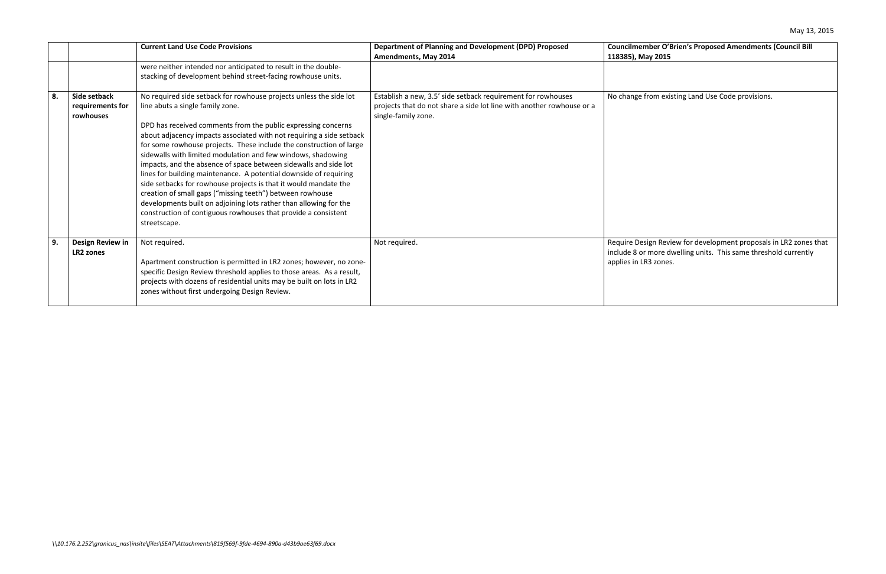| | | Current Land Use Code Provisions | Department of Planning and Development (DPD) Proposed Amendments, May 2014 | Councilmember O'Brien's Proposed Amendments (Council Bill 118385), May 2015 |
|---|---|---|---|---|
| | | were neither intended nor anticipated to result in the double-stacking of development behind street-facing rowhouse units. | | |
| **8.** | **Side setback requirements for rowhouses** | No required side setback for rowhouse projects unless the side lot line abuts a single family zone.<br><br>DPD has received comments from the public expressing concerns about adjacency impacts associated with not requiring a side setback for some rowhouse projects. These include the construction of large sidewalls with limited modulation and few windows, shadowing impacts, and the absence of space between sidewalls and side lot lines for building maintenance. A potential downside of requiring side setbacks for rowhouse projects is that it would mandate the creation of small gaps ("missing teeth") between rowhouse developments built on adjoining lots rather than allowing for the construction of contiguous rowhouses that provide a consistent streetscape. | Establish a new, 3.5' side setback requirement for rowhouses projects that do not share a side lot line with another rowhouse or a single-family zone. | No change from existing Land Use Code provisions. |
| **9.** | **Design Review in LR2 zones** | Not required.<br><br>Apartment construction is permitted in LR2 zones; however, no zone-specific Design Review threshold applies to those areas. As a result, projects with dozens of residential units may be built on lots in LR2 zones without first undergoing Design Review. | Not required. | Require Design Review for development proposals in LR2 zones that include 8 or more dwelling units. This same threshold currently applies in LR3 zones. |